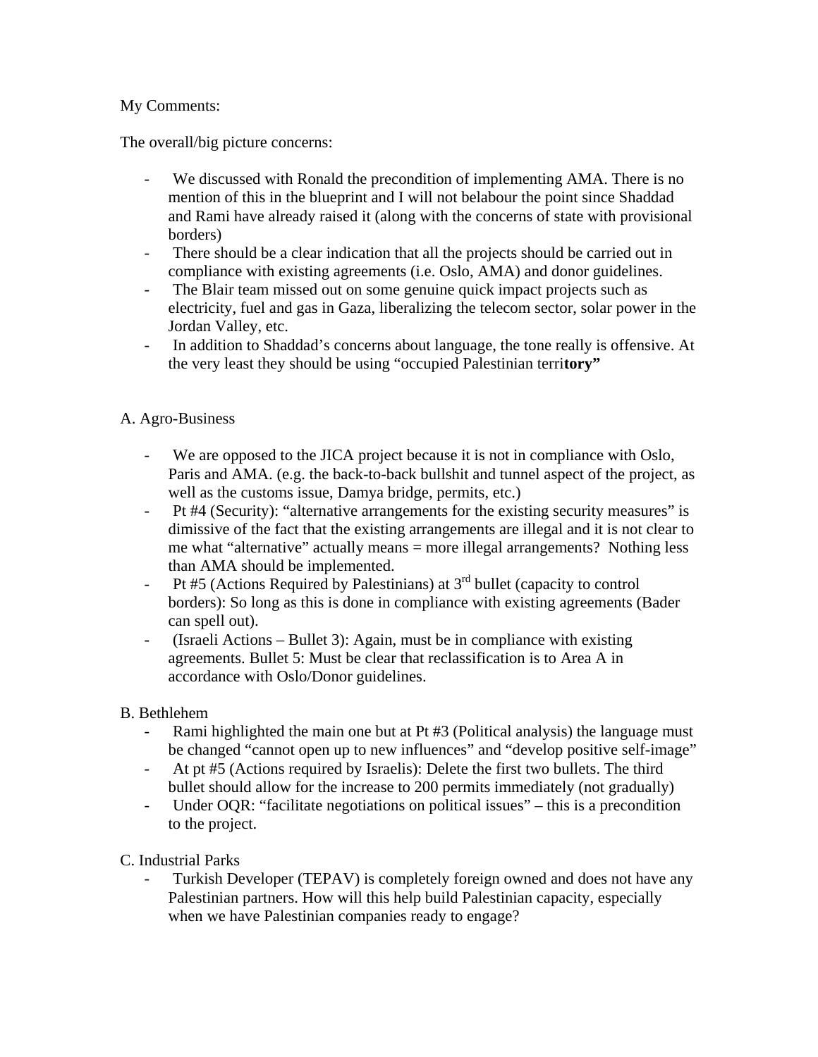My Comments:

The overall/big picture concerns:

- We discussed with Ronald the precondition of implementing AMA. There is no mention of this in the blueprint and I will not belabour the point since Shaddad and Rami have already raised it (along with the concerns of state with provisional borders)
- There should be a clear indication that all the projects should be carried out in compliance with existing agreements (i.e. Oslo, AMA) and donor guidelines.
- The Blair team missed out on some genuine quick impact projects such as electricity, fuel and gas in Gaza, liberalizing the telecom sector, solar power in the Jordan Valley, etc.
- In addition to Shaddad's concerns about language, the tone really is offensive. At the very least they should be using "occupied Palestinian terri**tory"**

A. Agro-Business

- We are opposed to the JICA project because it is not in compliance with Oslo, Paris and AMA. (e.g. the back-to-back bullshit and tunnel aspect of the project, as well as the customs issue, Damya bridge, permits, etc.)
- Pt #4 (Security): "alternative arrangements for the existing security measures" is dimissive of the fact that the existing arrangements are illegal and it is not clear to me what "alternative" actually means = more illegal arrangements? Nothing less than AMA should be implemented.
- Pt #5 (Actions Required by Palestinians) at 3rd bullet (capacity to control borders): So long as this is done in compliance with existing agreements (Bader can spell out).
- (Israeli Actions – Bullet 3): Again, must be in compliance with existing agreements. Bullet 5: Must be clear that reclassification is to Area A in accordance with Oslo/Donor guidelines.

B. Bethlehem

- Rami highlighted the main one but at Pt #3 (Political analysis) the language must be changed "cannot open up to new influences" and "develop positive self-image"
- At pt #5 (Actions required by Israelis): Delete the first two bullets. The third bullet should allow for the increase to 200 permits immediately (not gradually)
- Under OQR: "facilitate negotiations on political issues" – this is a precondition to the project.

C. Industrial Parks

- Turkish Developer (TEPAV) is completely foreign owned and does not have any Palestinian partners. How will this help build Palestinian capacity, especially when we have Palestinian companies ready to engage?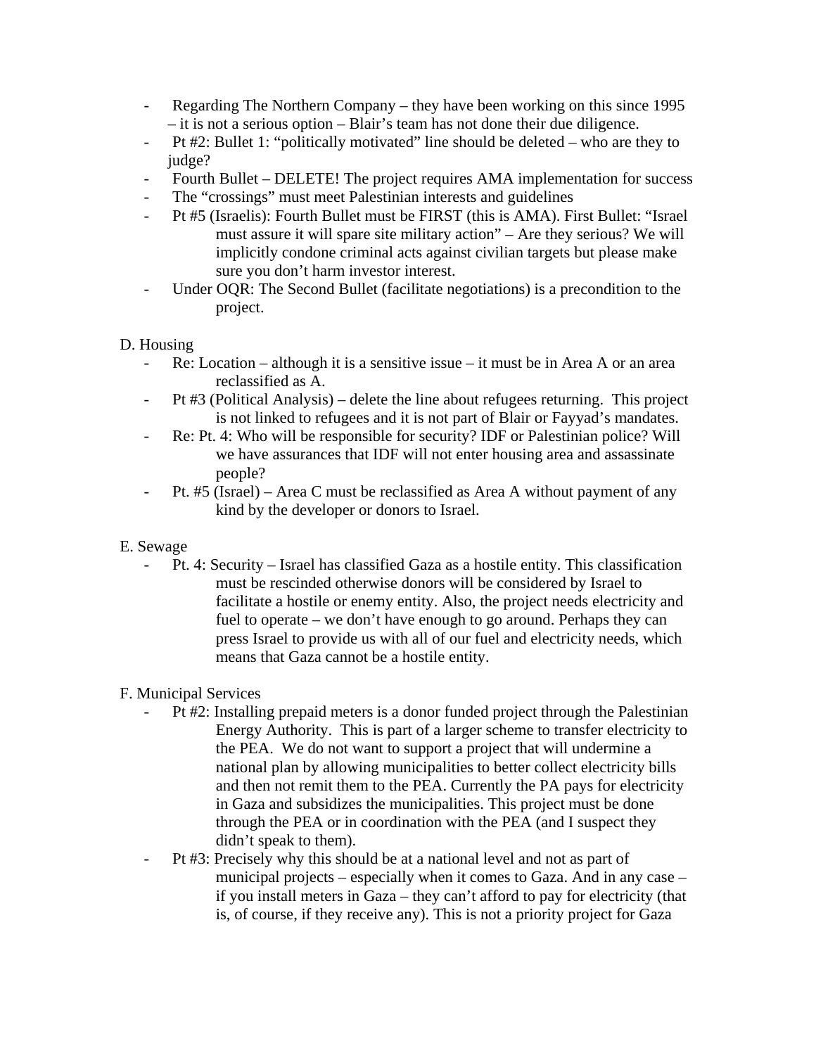- Regarding The Northern Company – they have been working on this since 1995 – it is not a serious option – Blair's team has not done their due diligence.
- Pt #2: Bullet 1: "politically motivated" line should be deleted – who are they to judge?
- Fourth Bullet – DELETE! The project requires AMA implementation for success
- The "crossings" must meet Palestinian interests and guidelines
- Pt #5 (Israelis): Fourth Bullet must be FIRST (this is AMA). First Bullet: "Israel must assure it will spare site military action" – Are they serious? We will implicitly condone criminal acts against civilian targets but please make sure you don't harm investor interest.
- Under OQR: The Second Bullet (facilitate negotiations) is a precondition to the project.

D. Housing

- Re: Location – although it is a sensitive issue – it must be in Area A or an area reclassified as A.
- Pt #3 (Political Analysis) – delete the line about refugees returning. This project is not linked to refugees and it is not part of Blair or Fayyad's mandates.
- Re: Pt. 4: Who will be responsible for security? IDF or Palestinian police? Will we have assurances that IDF will not enter housing area and assassinate people?
- Pt. #5 (Israel) – Area C must be reclassified as Area A without payment of any kind by the developer or donors to Israel.

E. Sewage

- Pt. 4: Security – Israel has classified Gaza as a hostile entity. This classification must be rescinded otherwise donors will be considered by Israel to facilitate a hostile or enemy entity. Also, the project needs electricity and fuel to operate – we don't have enough to go around. Perhaps they can press Israel to provide us with all of our fuel and electricity needs, which means that Gaza cannot be a hostile entity.

F. Municipal Services

- Pt #2: Installing prepaid meters is a donor funded project through the Palestinian Energy Authority. This is part of a larger scheme to transfer electricity to the PEA. We do not want to support a project that will undermine a national plan by allowing municipalities to better collect electricity bills and then not remit them to the PEA. Currently the PA pays for electricity in Gaza and subsidizes the municipalities. This project must be done through the PEA or in coordination with the PEA (and I suspect they didn't speak to them).
- Pt #3: Precisely why this should be at a national level and not as part of municipal projects – especially when it comes to Gaza. And in any case – if you install meters in Gaza – they can't afford to pay for electricity (that is, of course, if they receive any). This is not a priority project for Gaza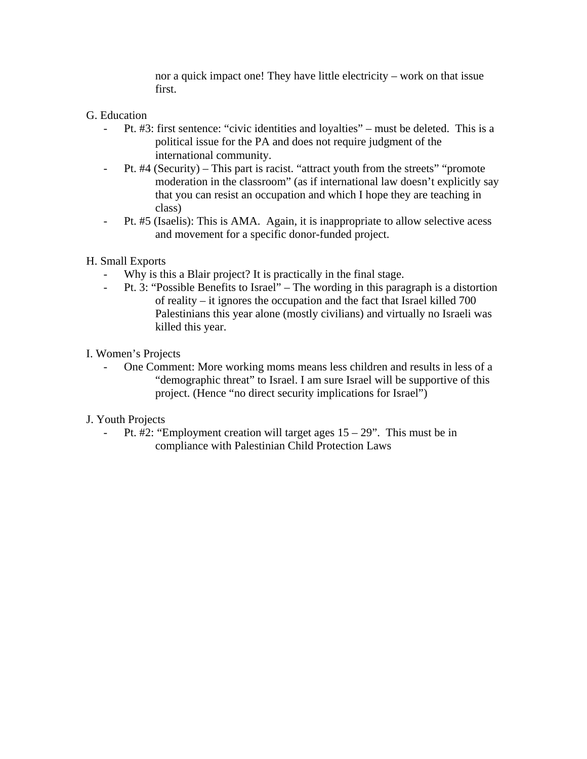nor a quick impact one! They have little electricity – work on that issue first.

G. Education

- Pt. #3: first sentence: "civic identities and loyalties" – must be deleted. This is a political issue for the PA and does not require judgment of the international community.
- Pt. #4 (Security) – This part is racist. "attract youth from the streets" "promote moderation in the classroom" (as if international law doesn't explicitly say that you can resist an occupation and which I hope they are teaching in class)
- Pt. #5 (Isaelis): This is AMA. Again, it is inappropriate to allow selective acess and movement for a specific donor-funded project.

H. Small Exports

- Why is this a Blair project? It is practically in the final stage.
- Pt. 3: "Possible Benefits to Israel" – The wording in this paragraph is a distortion of reality – it ignores the occupation and the fact that Israel killed 700 Palestinians this year alone (mostly civilians) and virtually no Israeli was killed this year.

I. Women's Projects

- One Comment: More working moms means less children and results in less of a "demographic threat" to Israel. I am sure Israel will be supportive of this project. (Hence "no direct security implications for Israel")

J. Youth Projects

- Pt. #2: "Employment creation will target ages 15 – 29". This must be in compliance with Palestinian Child Protection Laws